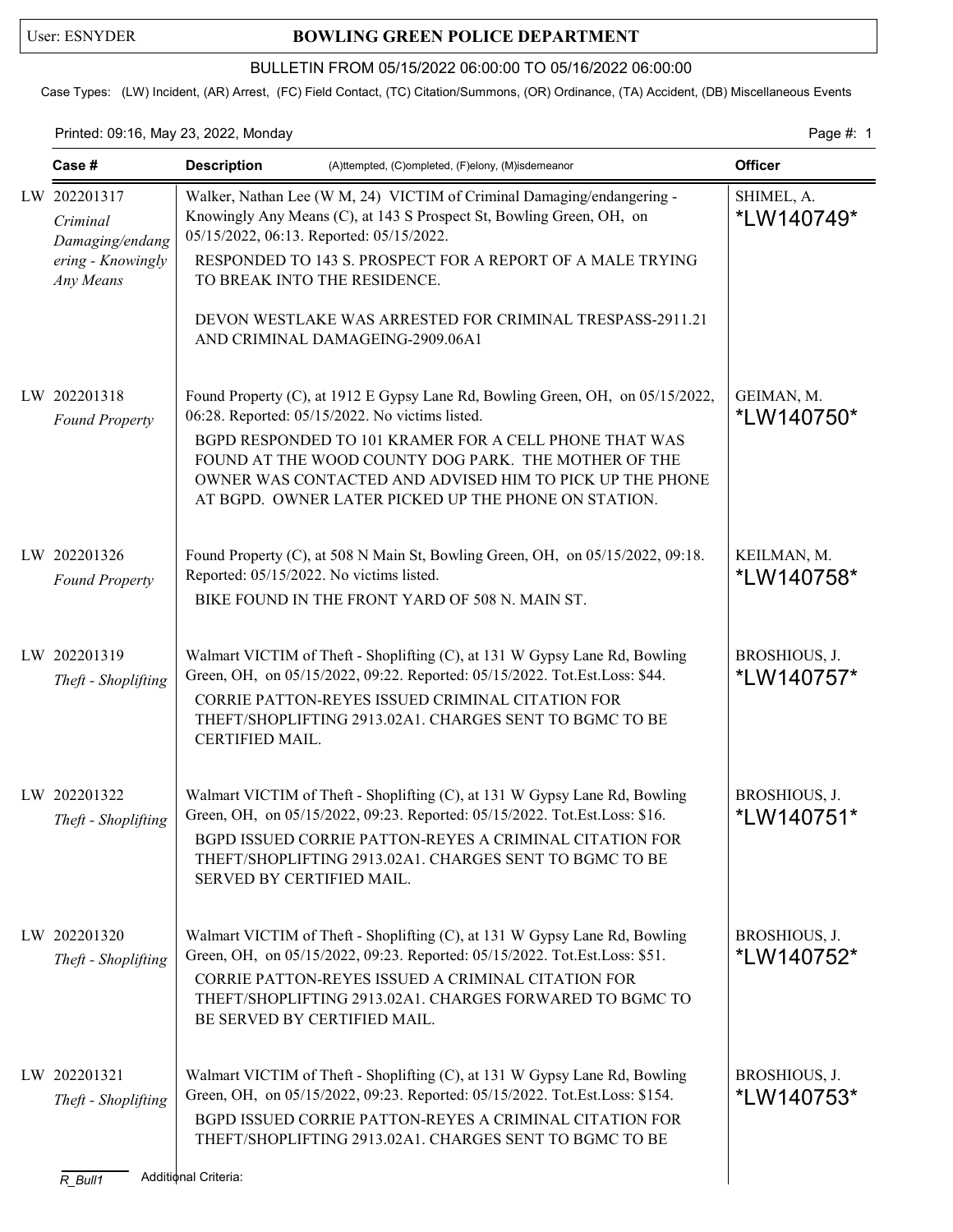User: ESNYDER

# BOWLING GREEN POLICE DEPARTMENT

BULLETIN FROM 05/15/2022 06:00:00 TO 05/16/2022 06:00:00

Case Types: (LW) Incident, (AR) Arrest, (FC) Field Contact, (TC) Citation/Summons, (OR) Ordinance, (TA) Accident, (DB) Miscellaneous Events

Printed: 09:16, May 23, 2022, Monday

| Case # | Description (A)ttempted, (C)ompleted, (F)elony, (M)isdemeanor | Officer |
|---|---|---|
| LW 202201317 *Criminal Damaging/endangering - Knowingly Any Means* | Walker, Nathan Lee (W M, 24) VICTIM of Criminal Damaging/endangering - Knowingly Any Means (C), at 143 S Prospect St, Bowling Green, OH, on 05/15/2022, 06:13. Reported: 05/15/2022.<br>RESPONDED TO 143 S. PROSPECT FOR A REPORT OF A MALE TRYING TO BREAK INTO THE RESIDENCE.<br><br>DEVON WESTLAKE WAS ARRESTED FOR CRIMINAL TRESPASS-2911.21 AND CRIMINAL DAMAGEING-2909.06A1 | SHIMEL, A. *LW140749* |
| LW 202201318 *Found Property* | Found Property (C), at 1912 E Gypsy Lane Rd, Bowling Green, OH, on 05/15/2022, 06:28. Reported: 05/15/2022. No victims listed.<br>BGPD RESPONDED TO 101 KRAMER FOR A CELL PHONE THAT WAS FOUND AT THE WOOD COUNTY DOG PARK. THE MOTHER OF THE OWNER WAS CONTACTED AND ADVISED HIM TO PICK UP THE PHONE AT BGPD. OWNER LATER PICKED UP THE PHONE ON STATION. | GEIMAN, M. *LW140750* |
| LW 202201326 *Found Property* | Found Property (C), at 508 N Main St, Bowling Green, OH, on 05/15/2022, 09:18. Reported: 05/15/2022. No victims listed.<br>BIKE FOUND IN THE FRONT YARD OF 508 N. MAIN ST. | KEILMAN, M. *LW140758* |
| LW 202201319 *Theft - Shoplifting* | Walmart VICTIM of Theft - Shoplifting (C), at 131 W Gypsy Lane Rd, Bowling Green, OH, on 05/15/2022, 09:22. Reported: 05/15/2022. Tot.Est.Loss: $44.<br>CORRIE PATTON-REYES ISSUED CRIMINAL CITATION FOR THEFT/SHOPLIFTING 2913.02A1. CHARGES SENT TO BGMC TO BE CERTIFIED MAIL. | BROSHIOUS, J. *LW140757* |
| LW 202201322 *Theft - Shoplifting* | Walmart VICTIM of Theft - Shoplifting (C), at 131 W Gypsy Lane Rd, Bowling Green, OH, on 05/15/2022, 09:23. Reported: 05/15/2022. Tot.Est.Loss: $16.<br>BGPD ISSUED CORRIE PATTON-REYES A CRIMINAL CITATION FOR THEFT/SHOPLIFTING 2913.02A1. CHARGES SENT TO BGMC TO BE SERVED BY CERTIFIED MAIL. | BROSHIOUS, J. *LW140751* |
| LW 202201320 *Theft - Shoplifting* | Walmart VICTIM of Theft - Shoplifting (C), at 131 W Gypsy Lane Rd, Bowling Green, OH, on 05/15/2022, 09:23. Reported: 05/15/2022. Tot.Est.Loss: $51.<br>CORRIE PATTON-REYES ISSUED A CRIMINAL CITATION FOR THEFT/SHOPLIFTING 2913.02A1. CHARGES FORWARED TO BGMC TO BE SERVED BY CERTIFIED MAIL. | BROSHIOUS, J. *LW140752* |
| LW 202201321 *Theft - Shoplifting* | Walmart VICTIM of Theft - Shoplifting (C), at 131 W Gypsy Lane Rd, Bowling Green, OH, on 05/15/2022, 09:23. Reported: 05/15/2022. Tot.Est.Loss: $154.<br>BGPD ISSUED CORRIE PATTON-REYES A CRIMINAL CITATION FOR THEFT/SHOPLIFTING 2913.02A1. CHARGES SENT TO BGMC TO BE | BROSHIOUS, J. *LW140753* |

R_Bull1 Additional Criteria: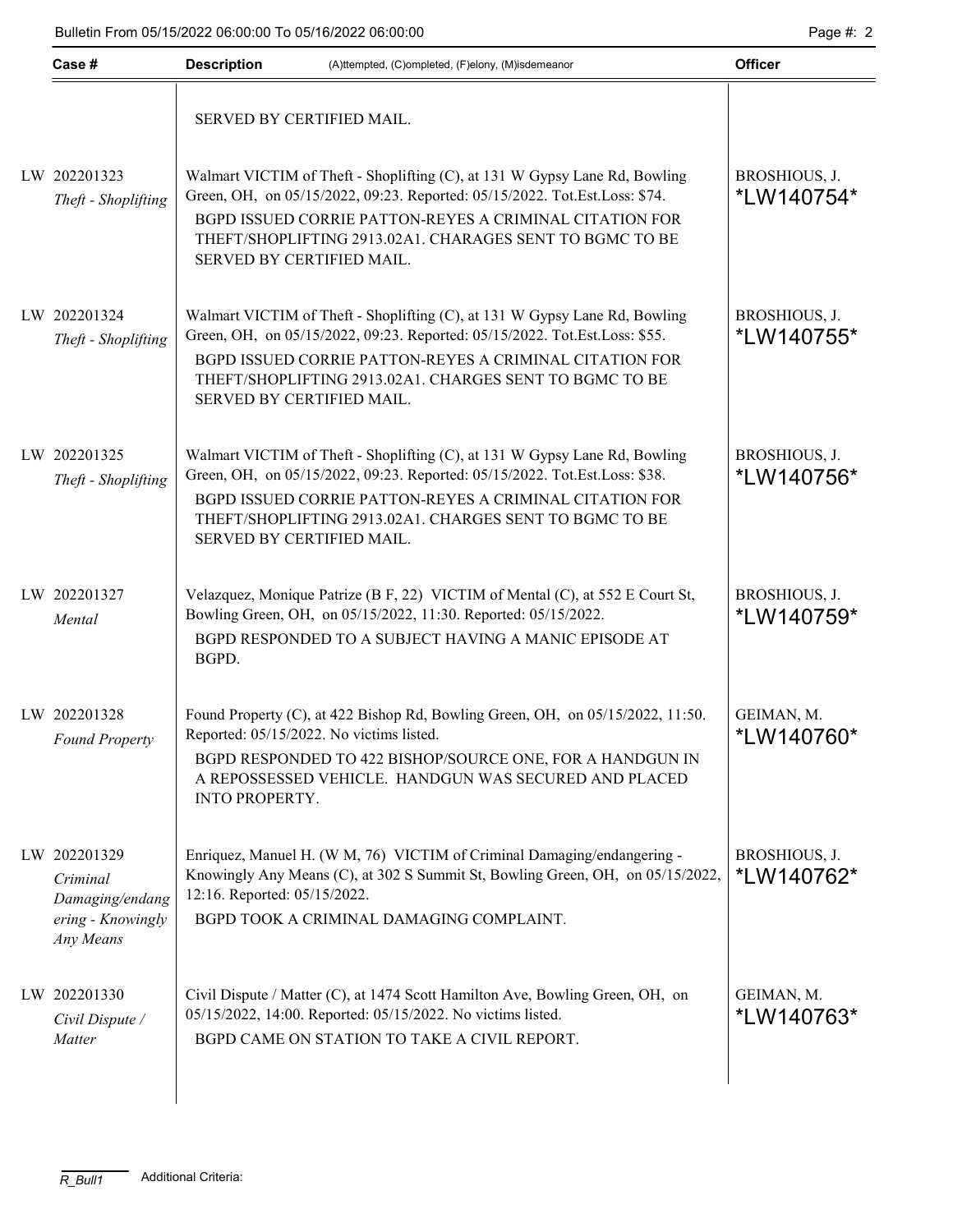| Case # | Description (A)ttempted, (C)ompleted, (F)elony, (M)isdemeanor | Officer |
|---|---|---|
| | SERVED BY CERTIFIED MAIL. | |
| LW 202201323 *Theft - Shoplifting* | Walmart VICTIM of Theft - Shoplifting (C), at 131 W Gypsy Lane Rd, Bowling Green, OH, on 05/15/2022, 09:23. Reported: 05/15/2022. Tot.Est.Loss: $74. BGPD ISSUED CORRIE PATTON-REYES A CRIMINAL CITATION FOR THEFT/SHOPLIFTING 2913.02A1. CHARAGES SENT TO BGMC TO BE SERVED BY CERTIFIED MAIL. | BROSHIOUS, J. *LW140754* |
| LW 202201324 *Theft - Shoplifting* | Walmart VICTIM of Theft - Shoplifting (C), at 131 W Gypsy Lane Rd, Bowling Green, OH, on 05/15/2022, 09:23. Reported: 05/15/2022. Tot.Est.Loss: $55. BGPD ISSUED CORRIE PATTON-REYES A CRIMINAL CITATION FOR THEFT/SHOPLIFTING 2913.02A1. CHARGES SENT TO BGMC TO BE SERVED BY CERTIFIED MAIL. | BROSHIOUS, J. *LW140755* |
| LW 202201325 *Theft - Shoplifting* | Walmart VICTIM of Theft - Shoplifting (C), at 131 W Gypsy Lane Rd, Bowling Green, OH, on 05/15/2022, 09:23. Reported: 05/15/2022. Tot.Est.Loss: $38. BGPD ISSUED CORRIE PATTON-REYES A CRIMINAL CITATION FOR THEFT/SHOPLIFTING 2913.02A1. CHARGES SENT TO BGMC TO BE SERVED BY CERTIFIED MAIL. | BROSHIOUS, J. *LW140756* |
| LW 202201327 *Mental* | Velazquez, Monique Patrize (B F, 22) VICTIM of Mental (C), at 552 E Court St, Bowling Green, OH, on 05/15/2022, 11:30. Reported: 05/15/2022. BGPD RESPONDED TO A SUBJECT HAVING A MANIC EPISODE AT BGPD. | BROSHIOUS, J. *LW140759* |
| LW 202201328 *Found Property* | Found Property (C), at 422 Bishop Rd, Bowling Green, OH, on 05/15/2022, 11:50. Reported: 05/15/2022. No victims listed. BGPD RESPONDED TO 422 BISHOP/SOURCE ONE, FOR A HANDGUN IN A REPOSSESSED VEHICLE. HANDGUN WAS SECURED AND PLACED INTO PROPERTY. | GEIMAN, M. *LW140760* |
| LW 202201329 *Criminal Damaging/endangering - Knowingly Any Means* | Enriquez, Manuel H. (W M, 76) VICTIM of Criminal Damaging/endangering - Knowingly Any Means (C), at 302 S Summit St, Bowling Green, OH, on 05/15/2022, 12:16. Reported: 05/15/2022. BGPD TOOK A CRIMINAL DAMAGING COMPLAINT. | BROSHIOUS, J. *LW140762* |
| LW 202201330 *Civil Dispute / Matter* | Civil Dispute / Matter (C), at 1474 Scott Hamilton Ave, Bowling Green, OH, on 05/15/2022, 14:00. Reported: 05/15/2022. No victims listed. BGPD CAME ON STATION TO TAKE A CIVIL REPORT. | GEIMAN, M. *LW140763* |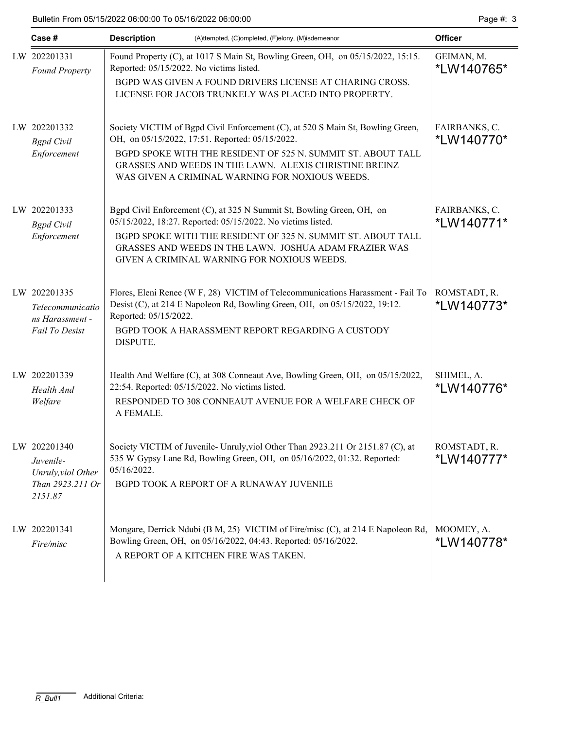| Case # | Description (A)ttempted, (C)ompleted, (F)elony, (M)isdemeanor | Officer |
|---|---|---|
| LW 202201331 *Found Property* | Found Property (C), at 1017 S Main St, Bowling Green, OH, on 05/15/2022, 15:15. Reported: 05/15/2022. No victims listed. BGPD WAS GIVEN A FOUND DRIVERS LICENSE AT CHARING CROSS. LICENSE FOR JACOB TRUNKELY WAS PLACED INTO PROPERTY. | GEIMAN, M. *LW140765* |
| LW 202201332 *Bgpd Civil Enforcement* | Society VICTIM of Bgpd Civil Enforcement (C), at 520 S Main St, Bowling Green, OH, on 05/15/2022, 17:51. Reported: 05/15/2022. BGPD SPOKE WITH THE RESIDENT OF 525 N. SUMMIT ST. ABOUT TALL GRASSES AND WEEDS IN THE LAWN. ALEXIS CHRISTINE BREINZ WAS GIVEN A CRIMINAL WARNING FOR NOXIOUS WEEDS. | FAIRBANKS, C. *LW140770* |
| LW 202201333 *Bgpd Civil Enforcement* | Bgpd Civil Enforcement (C), at 325 N Summit St, Bowling Green, OH, on 05/15/2022, 18:27. Reported: 05/15/2022. No victims listed. BGPD SPOKE WITH THE RESIDENT OF 325 N. SUMMIT ST. ABOUT TALL GRASSES AND WEEDS IN THE LAWN. JOSHUA ADAM FRAZIER WAS GIVEN A CRIMINAL WARNING FOR NOXIOUS WEEDS. | FAIRBANKS, C. *LW140771* |
| LW 202201335 *Telecommunications Harassment - Fail To Desist* | Flores, Eleni Renee (W F, 28) VICTIM of Telecommunications Harassment - Fail To Desist (C), at 214 E Napoleon Rd, Bowling Green, OH, on 05/15/2022, 19:12. Reported: 05/15/2022. BGPD TOOK A HARASSMENT REPORT REGARDING A CUSTODY DISPUTE. | ROMSTADT, R. *LW140773* |
| LW 202201339 *Health And Welfare* | Health And Welfare (C), at 308 Conneaut Ave, Bowling Green, OH, on 05/15/2022, 22:54. Reported: 05/15/2022. No victims listed. RESPONDED TO 308 CONNEAUT AVENUE FOR A WELFARE CHECK OF A FEMALE. | SHIMEL, A. *LW140776* |
| LW 202201340 *Juvenile- Unruly,viol Other Than 2923.211 Or 2151.87* | Society VICTIM of Juvenile- Unruly,viol Other Than 2923.211 Or 2151.87 (C), at 535 W Gypsy Lane Rd, Bowling Green, OH, on 05/16/2022, 01:32. Reported: 05/16/2022. BGPD TOOK A REPORT OF A RUNAWAY JUVENILE | ROMSTADT, R. *LW140777* |
| LW 202201341 *Fire/misc* | Mongare, Derrick Ndubi (B M, 25) VICTIM of Fire/misc (C), at 214 E Napoleon Rd, Bowling Green, OH, on 05/16/2022, 04:43. Reported: 05/16/2022. A REPORT OF A KITCHEN FIRE WAS TAKEN. | MOOMEY, A. *LW140778* |

R_Bull1 Additional Criteria: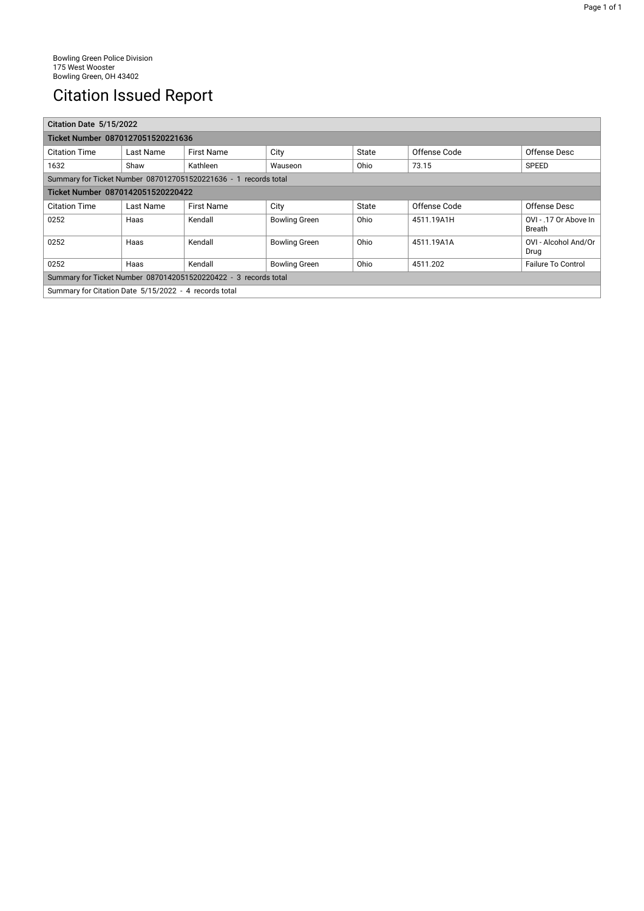Bowling Green Police Division
175 West Wooster
Bowling Green, OH 43402

# Citation Issued Report

| Citation Date 5/15/2022 | | | | | | |
|---|---|---|---|---|---|---|
| **Ticket Number 0870127051520221636** | | | | | | |
| Citation Time | Last Name | First Name | City | State | Offense Code | Offense Desc |
| 1632 | Shaw | Kathleen | Wauseon | Ohio | 73.15 | SPEED |
| Summary for Ticket Number 0870127051520221636 - 1 records total | | | | | | |
| **Ticket Number 0870142051520220422** | | | | | | |
| Citation Time | Last Name | First Name | City | State | Offense Code | Offense Desc |
| 0252 | Haas | Kendall | Bowling Green | Ohio | 4511.19A1H | OVI - .17 Or Above In Breath |
| 0252 | Haas | Kendall | Bowling Green | Ohio | 4511.19A1A | OVI - Alcohol And/Or Drug |
| 0252 | Haas | Kendall | Bowling Green | Ohio | 4511.202 | Failure To Control |
| Summary for Ticket Number 0870142051520220422 - 3 records total | | | | | | |
| Summary for Citation Date 5/15/2022 - 4 records total | | | | | | |